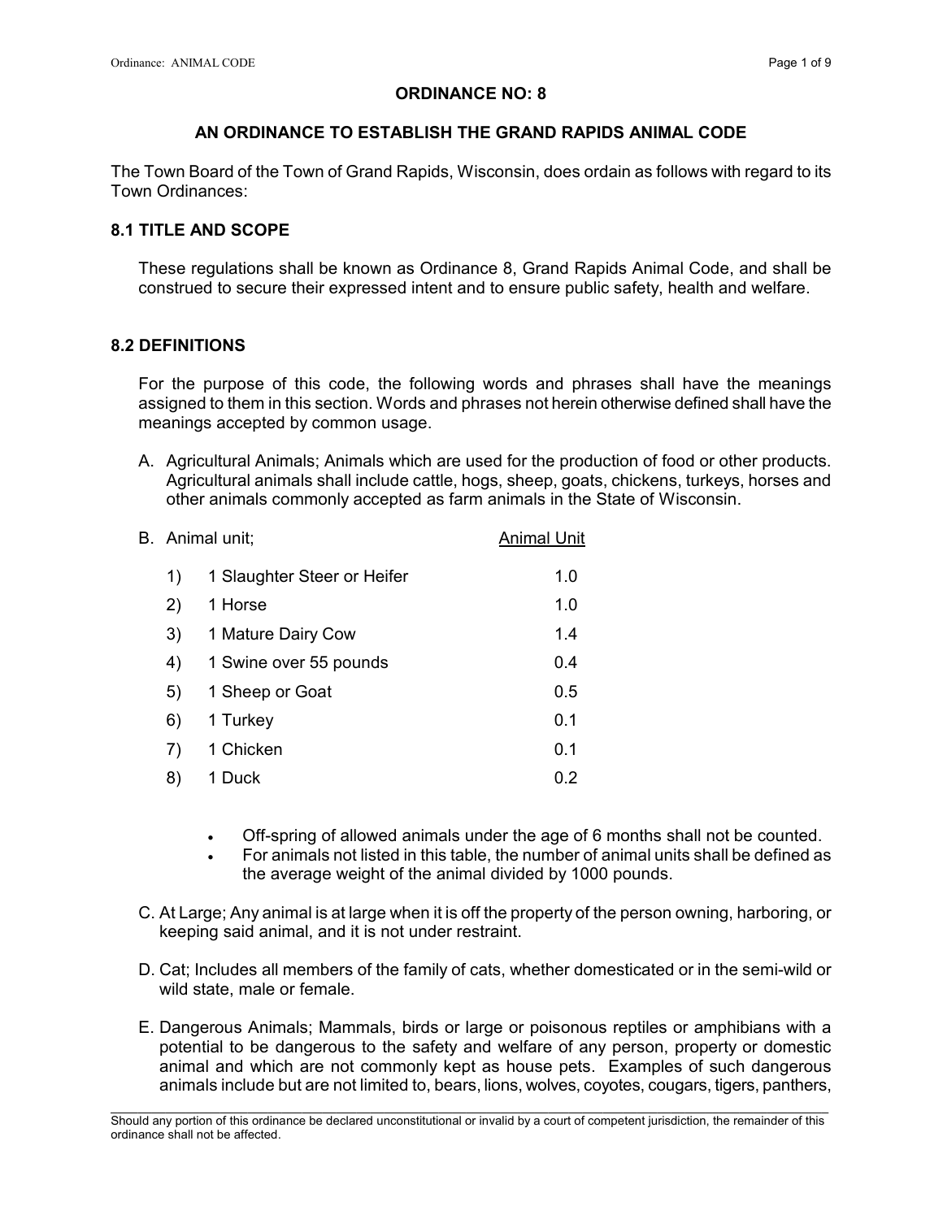# ORDINANCE NO: 8

## AN ORDINANCE TO ESTABLISH THE GRAND RAPIDS ANIMAL CODE

The Town Board of the Town of Grand Rapids, Wisconsin, does ordain as follows with regard to its Town Ordinances:

### 8.1 TITLE AND SCOPE

These regulations shall be known as Ordinance 8, Grand Rapids Animal Code, and shall be construed to secure their expressed intent and to ensure public safety, health and welfare.

### 8.2 DEFINITIONS

For the purpose of this code, the following words and phrases shall have the meanings assigned to them in this section. Words and phrases not herein otherwise defined shall have the meanings accepted by common usage.

A. Agricultural Animals; Animals which are used for the production of food or other products. Agricultural animals shall include cattle, hogs, sheep, goats, chickens, turkeys, horses and other animals commonly accepted as farm animals in the State of Wisconsin.

B. Animal unit;

| | | Animal Unit |
|---|---|---|
| 1) | 1 Slaughter Steer or Heifer | 1.0 |
| 2) | 1 Horse | 1.0 |
| 3) | 1 Mature Dairy Cow | 1.4 |
| 4) | 1 Swine over 55 pounds | 0.4 |
| 5) | 1 Sheep or Goat | 0.5 |
| 6) | 1 Turkey | 0.1 |
| 7) | 1 Chicken | 0.1 |
| 8) | 1 Duck | 0.2 |

- Off-spring of allowed animals under the age of 6 months shall not be counted.
- For animals not listed in this table, the number of animal units shall be defined as the average weight of the animal divided by 1000 pounds.

C. At Large; Any animal is at large when it is off the property of the person owning, harboring, or keeping said animal, and it is not under restraint.

D. Cat; Includes all members of the family of cats, whether domesticated or in the semi-wild or wild state, male or female.

E. Dangerous Animals; Mammals, birds or large or poisonous reptiles or amphibians with a potential to be dangerous to the safety and welfare of any person, property or domestic animal and which are not commonly kept as house pets. Examples of such dangerous animals include but are not limited to, bears, lions, wolves, coyotes, cougars, tigers, panthers,

Should any portion of this ordinance be declared unconstitutional or invalid by a court of competent jurisdiction, the remainder of this ordinance shall not be affected.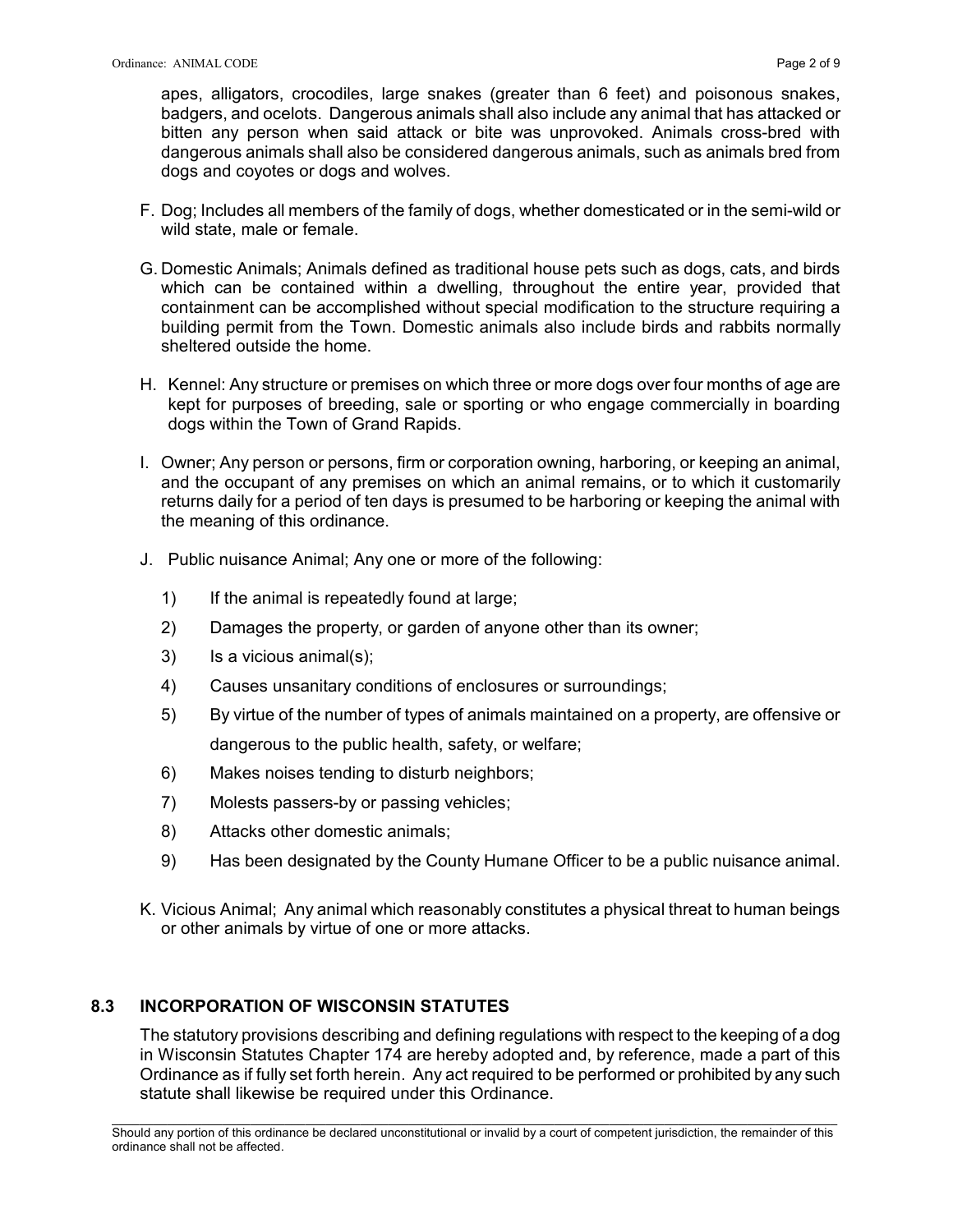apes, alligators, crocodiles, large snakes (greater than 6 feet) and poisonous snakes, badgers, and ocelots. Dangerous animals shall also include any animal that has attacked or bitten any person when said attack or bite was unprovoked. Animals cross-bred with dangerous animals shall also be considered dangerous animals, such as animals bred from dogs and coyotes or dogs and wolves.

F. Dog; Includes all members of the family of dogs, whether domesticated or in the semi-wild or wild state, male or female.

G. Domestic Animals; Animals defined as traditional house pets such as dogs, cats, and birds which can be contained within a dwelling, throughout the entire year, provided that containment can be accomplished without special modification to the structure requiring a building permit from the Town. Domestic animals also include birds and rabbits normally sheltered outside the home.

H. Kennel: Any structure or premises on which three or more dogs over four months of age are kept for purposes of breeding, sale or sporting or who engage commercially in boarding dogs within the Town of Grand Rapids.

I. Owner; Any person or persons, firm or corporation owning, harboring, or keeping an animal, and the occupant of any premises on which an animal remains, or to which it customarily returns daily for a period of ten days is presumed to be harboring or keeping the animal with the meaning of this ordinance.

J. Public nuisance Animal; Any one or more of the following:

   1) If the animal is repeatedly found at large;
   2) Damages the property, or garden of anyone other than its owner;
   3) Is a vicious animal(s);
   4) Causes unsanitary conditions of enclosures or surroundings;
   5) By virtue of the number of types of animals maintained on a property, are offensive or dangerous to the public health, safety, or welfare;
   6) Makes noises tending to disturb neighbors;
   7) Molests passers-by or passing vehicles;
   8) Attacks other domestic animals;
   9) Has been designated by the County Humane Officer to be a public nuisance animal.

K. Vicious Animal; Any animal which reasonably constitutes a physical threat to human beings or other animals by virtue of one or more attacks.

## 8.3 INCORPORATION OF WISCONSIN STATUTES

The statutory provisions describing and defining regulations with respect to the keeping of a dog in Wisconsin Statutes Chapter 174 are hereby adopted and, by reference, made a part of this Ordinance as if fully set forth herein. Any act required to be performed or prohibited by any such statute shall likewise be required under this Ordinance.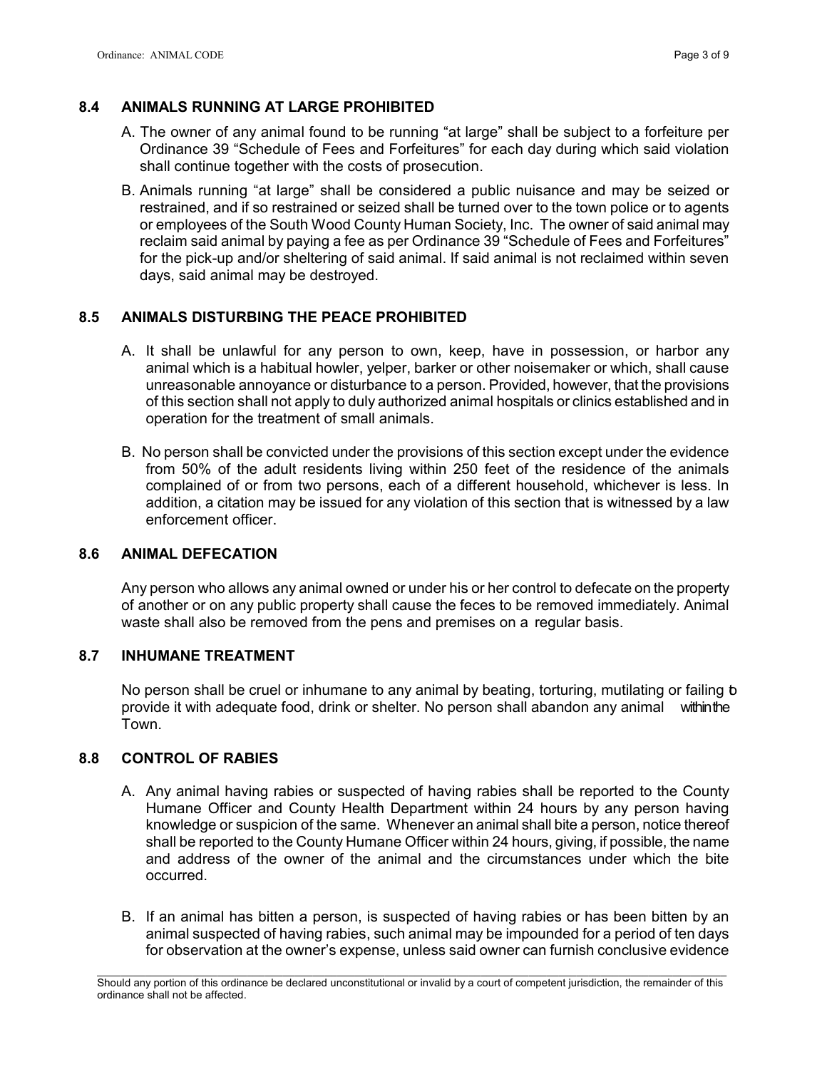## 8.4 ANIMALS RUNNING AT LARGE PROHIBITED

A. The owner of any animal found to be running "at large" shall be subject to a forfeiture per Ordinance 39 "Schedule of Fees and Forfeitures" for each day during which said violation shall continue together with the costs of prosecution.

B. Animals running "at large" shall be considered a public nuisance and may be seized or restrained, and if so restrained or seized shall be turned over to the town police or to agents or employees of the South Wood County Human Society, Inc. The owner of said animal may reclaim said animal by paying a fee as per Ordinance 39 "Schedule of Fees and Forfeitures" for the pick-up and/or sheltering of said animal. If said animal is not reclaimed within seven days, said animal may be destroyed.

## 8.5 ANIMALS DISTURBING THE PEACE PROHIBITED

A. It shall be unlawful for any person to own, keep, have in possession, or harbor any animal which is a habitual howler, yelper, barker or other noisemaker or which, shall cause unreasonable annoyance or disturbance to a person. Provided, however, that the provisions of this section shall not apply to duly authorized animal hospitals or clinics established and in operation for the treatment of small animals.

B. No person shall be convicted under the provisions of this section except under the evidence from 50% of the adult residents living within 250 feet of the residence of the animals complained of or from two persons, each of a different household, whichever is less. In addition, a citation may be issued for any violation of this section that is witnessed by a law enforcement officer.

## 8.6 ANIMAL DEFECATION

Any person who allows any animal owned or under his or her control to defecate on the property of another or on any public property shall cause the feces to be removed immediately. Animal waste shall also be removed from the pens and premises on a regular basis.

## 8.7 INHUMANE TREATMENT

No person shall be cruel or inhumane to any animal by beating, torturing, mutilating or failing to provide it with adequate food, drink or shelter. No person shall abandon any animal within the Town.

## 8.8 CONTROL OF RABIES

A. Any animal having rabies or suspected of having rabies shall be reported to the County Humane Officer and County Health Department within 24 hours by any person having knowledge or suspicion of the same. Whenever an animal shall bite a person, notice thereof shall be reported to the County Humane Officer within 24 hours, giving, if possible, the name and address of the owner of the animal and the circumstances under which the bite occurred.

B. If an animal has bitten a person, is suspected of having rabies or has been bitten by an animal suspected of having rabies, such animal may be impounded for a period of ten days for observation at the owner's expense, unless said owner can furnish conclusive evidence

Should any portion of this ordinance be declared unconstitutional or invalid by a court of competent jurisdiction, the remainder of this ordinance shall not be affected.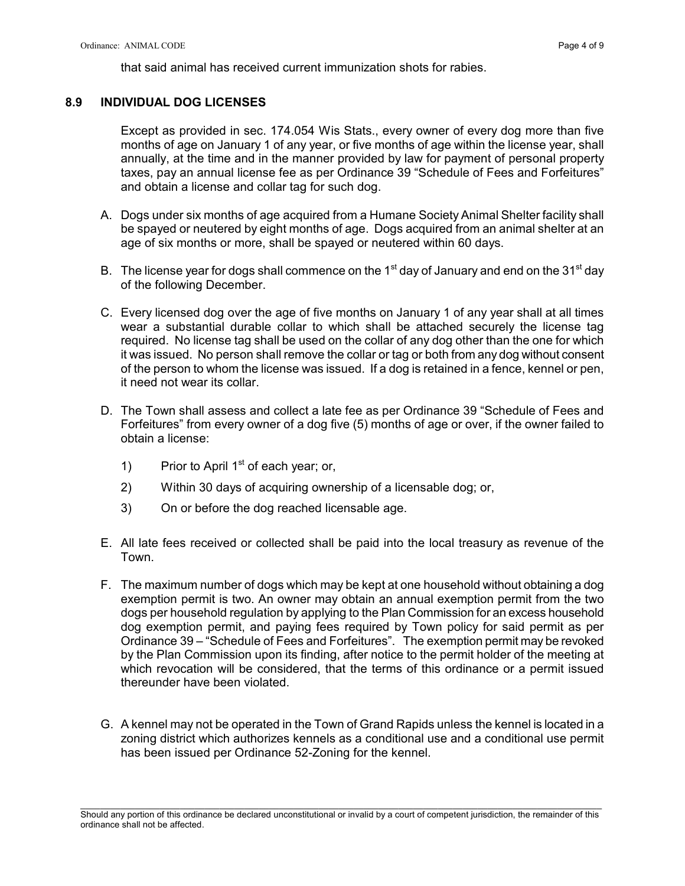that said animal has received current immunization shots for rabies.

## 8.9 INDIVIDUAL DOG LICENSES

Except as provided in sec. 174.054 Wis Stats., every owner of every dog more than five months of age on January 1 of any year, or five months of age within the license year, shall annually, at the time and in the manner provided by law for payment of personal property taxes, pay an annual license fee as per Ordinance 39 "Schedule of Fees and Forfeitures" and obtain a license and collar tag for such dog.

A. Dogs under six months of age acquired from a Humane Society Animal Shelter facility shall be spayed or neutered by eight months of age. Dogs acquired from an animal shelter at an age of six months or more, shall be spayed or neutered within 60 days.

B. The license year for dogs shall commence on the 1st day of January and end on the 31st day of the following December.

C. Every licensed dog over the age of five months on January 1 of any year shall at all times wear a substantial durable collar to which shall be attached securely the license tag required. No license tag shall be used on the collar of any dog other than the one for which it was issued. No person shall remove the collar or tag or both from any dog without consent of the person to whom the license was issued. If a dog is retained in a fence, kennel or pen, it need not wear its collar.

D. The Town shall assess and collect a late fee as per Ordinance 39 "Schedule of Fees and Forfeitures" from every owner of a dog five (5) months of age or over, if the owner failed to obtain a license:

   1) Prior to April 1st of each year; or,

   2) Within 30 days of acquiring ownership of a licensable dog; or,

   3) On or before the dog reached licensable age.

E. All late fees received or collected shall be paid into the local treasury as revenue of the Town.

F. The maximum number of dogs which may be kept at one household without obtaining a dog exemption permit is two. An owner may obtain an annual exemption permit from the two dogs per household regulation by applying to the Plan Commission for an excess household dog exemption permit, and paying fees required by Town policy for said permit as per Ordinance 39 – "Schedule of Fees and Forfeitures". The exemption permit may be revoked by the Plan Commission upon its finding, after notice to the permit holder of the meeting at which revocation will be considered, that the terms of this ordinance or a permit issued thereunder have been violated.

G. A kennel may not be operated in the Town of Grand Rapids unless the kennel is located in a zoning district which authorizes kennels as a conditional use and a conditional use permit has been issued per Ordinance 52-Zoning for the kennel.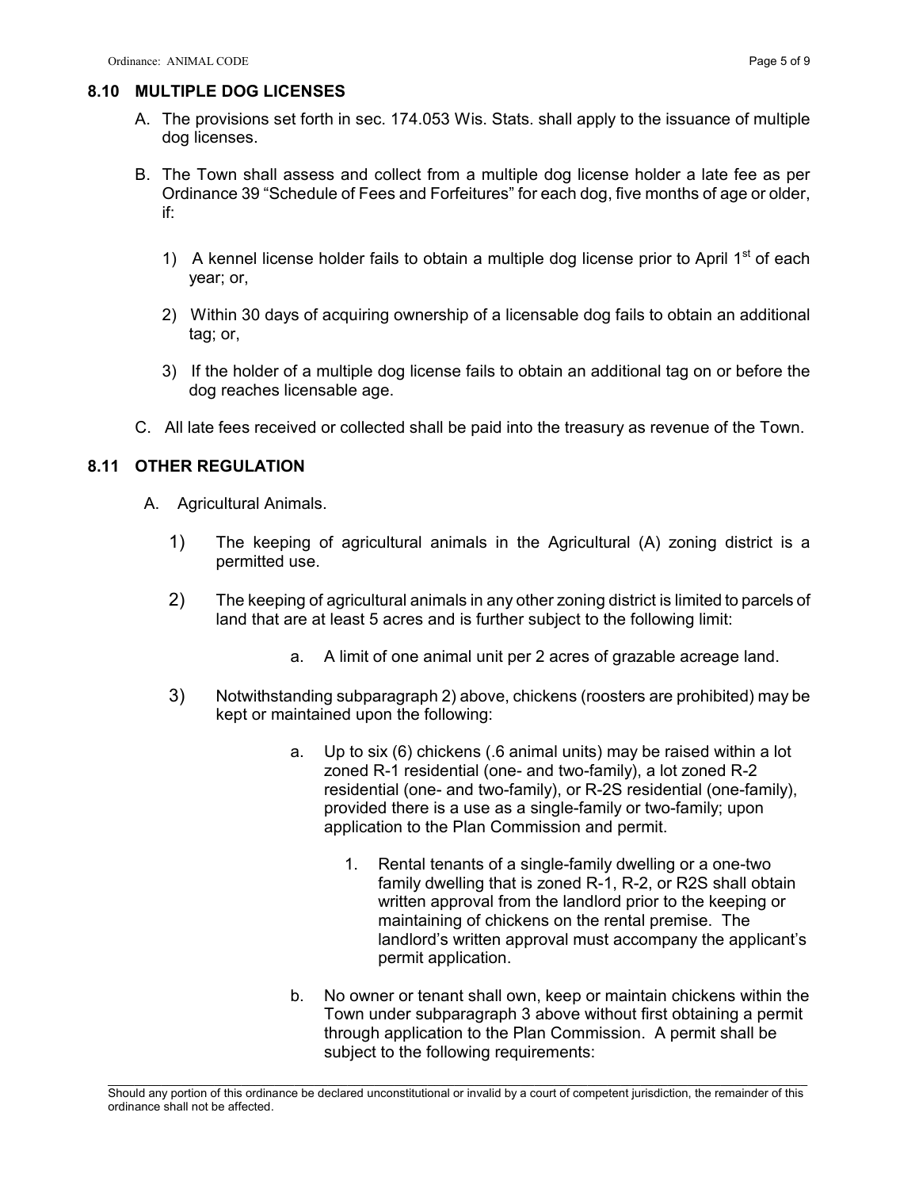## 8.10 MULTIPLE DOG LICENSES

A. The provisions set forth in sec. 174.053 Wis. Stats. shall apply to the issuance of multiple dog licenses.

B. The Town shall assess and collect from a multiple dog license holder a late fee as per Ordinance 39 "Schedule of Fees and Forfeitures" for each dog, five months of age or older, if:

   1) A kennel license holder fails to obtain a multiple dog license prior to April 1st of each year; or,

   2) Within 30 days of acquiring ownership of a licensable dog fails to obtain an additional tag; or,

   3) If the holder of a multiple dog license fails to obtain an additional tag on or before the dog reaches licensable age.

C. All late fees received or collected shall be paid into the treasury as revenue of the Town.

## 8.11 OTHER REGULATION

A. Agricultural Animals.

   1) The keeping of agricultural animals in the Agricultural (A) zoning district is a permitted use.

   2) The keeping of agricultural animals in any other zoning district is limited to parcels of land that are at least 5 acres and is further subject to the following limit:

      a. A limit of one animal unit per 2 acres of grazable acreage land.

   3) Notwithstanding subparagraph 2) above, chickens (roosters are prohibited) may be kept or maintained upon the following:

      a. Up to six (6) chickens (.6 animal units) may be raised within a lot zoned R-1 residential (one- and two-family), a lot zoned R-2 residential (one- and two-family), or R-2S residential (one-family), provided there is a use as a single-family or two-family; upon application to the Plan Commission and permit.

         1. Rental tenants of a single-family dwelling or a one-two family dwelling that is zoned R-1, R-2, or R2S shall obtain written approval from the landlord prior to the keeping or maintaining of chickens on the rental premise. The landlord's written approval must accompany the applicant's permit application.

      b. No owner or tenant shall own, keep or maintain chickens within the Town under subparagraph 3 above without first obtaining a permit through application to the Plan Commission. A permit shall be subject to the following requirements:

Should any portion of this ordinance be declared unconstitutional or invalid by a court of competent jurisdiction, the remainder of this ordinance shall not be affected.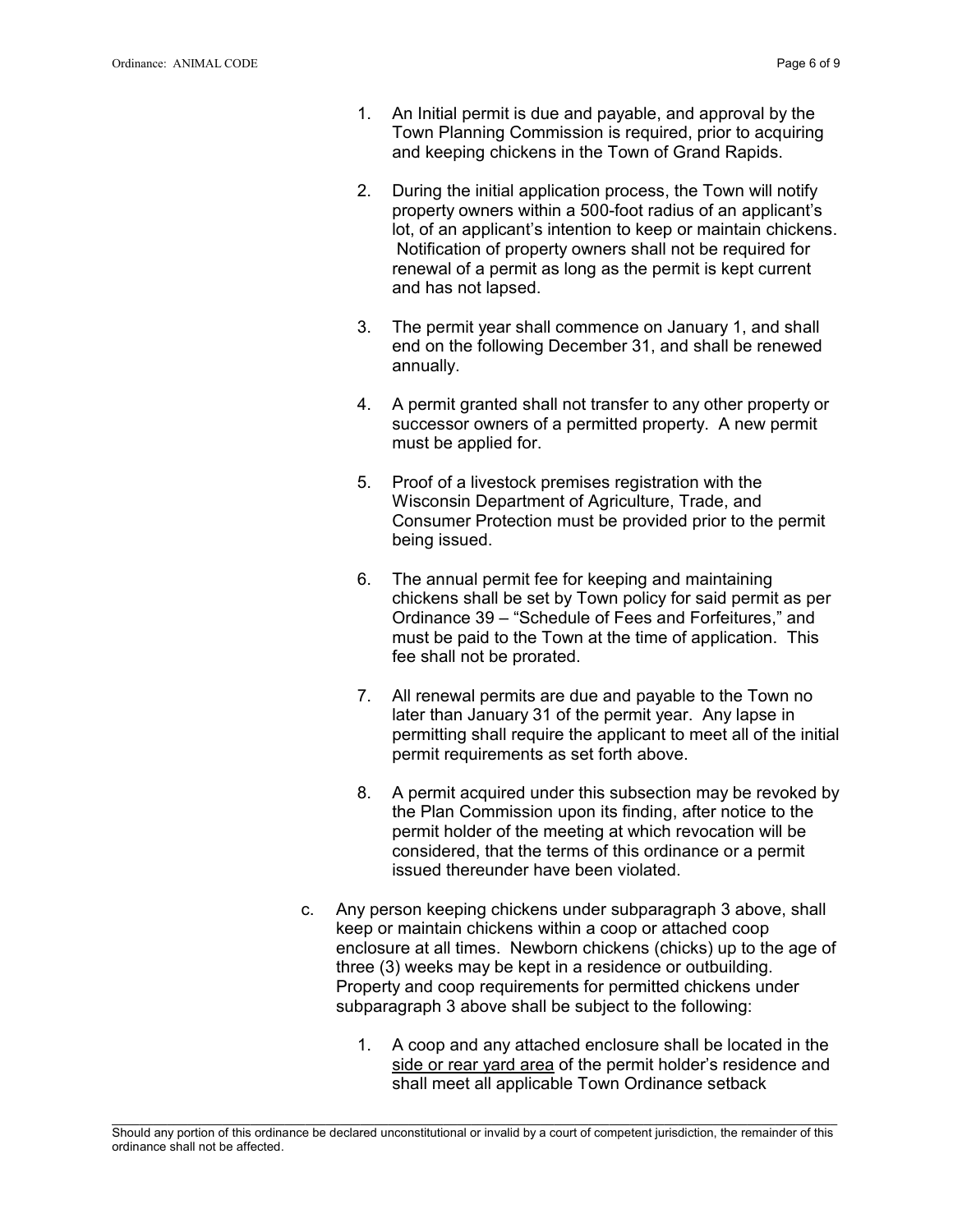1. An Initial permit is due and payable, and approval by the Town Planning Commission is required, prior to acquiring and keeping chickens in the Town of Grand Rapids.

2. During the initial application process, the Town will notify property owners within a 500-foot radius of an applicant's lot, of an applicant's intention to keep or maintain chickens. Notification of property owners shall not be required for renewal of a permit as long as the permit is kept current and has not lapsed.

3. The permit year shall commence on January 1, and shall end on the following December 31, and shall be renewed annually.

4. A permit granted shall not transfer to any other property or successor owners of a permitted property. A new permit must be applied for.

5. Proof of a livestock premises registration with the Wisconsin Department of Agriculture, Trade, and Consumer Protection must be provided prior to the permit being issued.

6. The annual permit fee for keeping and maintaining chickens shall be set by Town policy for said permit as per Ordinance 39 – "Schedule of Fees and Forfeitures," and must be paid to the Town at the time of application. This fee shall not be prorated.

7. All renewal permits are due and payable to the Town no later than January 31 of the permit year. Any lapse in permitting shall require the applicant to meet all of the initial permit requirements as set forth above.

8. A permit acquired under this subsection may be revoked by the Plan Commission upon its finding, after notice to the permit holder of the meeting at which revocation will be considered, that the terms of this ordinance or a permit issued thereunder have been violated.

c. Any person keeping chickens under subparagraph 3 above, shall keep or maintain chickens within a coop or attached coop enclosure at all times. Newborn chickens (chicks) up to the age of three (3) weeks may be kept in a residence or outbuilding. Property and coop requirements for permitted chickens under subparagraph 3 above shall be subject to the following:

   1. A coop and any attached enclosure shall be located in the <u>side or rear yard area</u> of the permit holder's residence and shall meet all applicable Town Ordinance setback

Should any portion of this ordinance be declared unconstitutional or invalid by a court of competent jurisdiction, the remainder of this ordinance shall not be affected.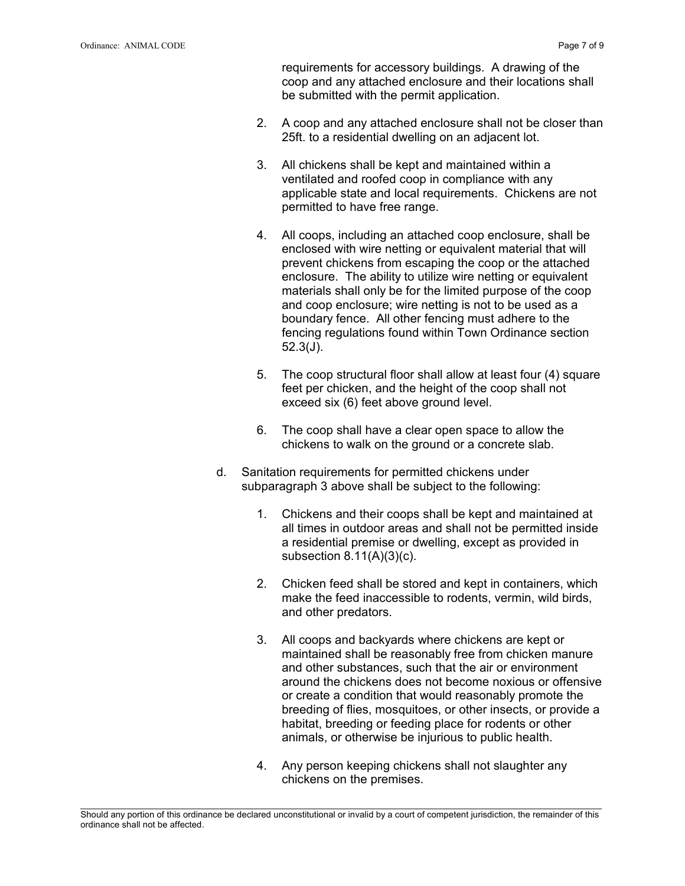requirements for accessory buildings. A drawing of the coop and any attached enclosure and their locations shall be submitted with the permit application.

2. A coop and any attached enclosure shall not be closer than 25ft. to a residential dwelling on an adjacent lot.

3. All chickens shall be kept and maintained within a ventilated and roofed coop in compliance with any applicable state and local requirements. Chickens are not permitted to have free range.

4. All coops, including an attached coop enclosure, shall be enclosed with wire netting or equivalent material that will prevent chickens from escaping the coop or the attached enclosure. The ability to utilize wire netting or equivalent materials shall only be for the limited purpose of the coop and coop enclosure; wire netting is not to be used as a boundary fence. All other fencing must adhere to the fencing regulations found within Town Ordinance section 52.3(J).

5. The coop structural floor shall allow at least four (4) square feet per chicken, and the height of the coop shall not exceed six (6) feet above ground level.

6. The coop shall have a clear open space to allow the chickens to walk on the ground or a concrete slab.

d. Sanitation requirements for permitted chickens under subparagraph 3 above shall be subject to the following:

1. Chickens and their coops shall be kept and maintained at all times in outdoor areas and shall not be permitted inside a residential premise or dwelling, except as provided in subsection 8.11(A)(3)(c).

2. Chicken feed shall be stored and kept in containers, which make the feed inaccessible to rodents, vermin, wild birds, and other predators.

3. All coops and backyards where chickens are kept or maintained shall be reasonably free from chicken manure and other substances, such that the air or environment around the chickens does not become noxious or offensive or create a condition that would reasonably promote the breeding of flies, mosquitoes, or other insects, or provide a habitat, breeding or feeding place for rodents or other animals, or otherwise be injurious to public health.

4. Any person keeping chickens shall not slaughter any chickens on the premises.

Should any portion of this ordinance be declared unconstitutional or invalid by a court of competent jurisdiction, the remainder of this ordinance shall not be affected.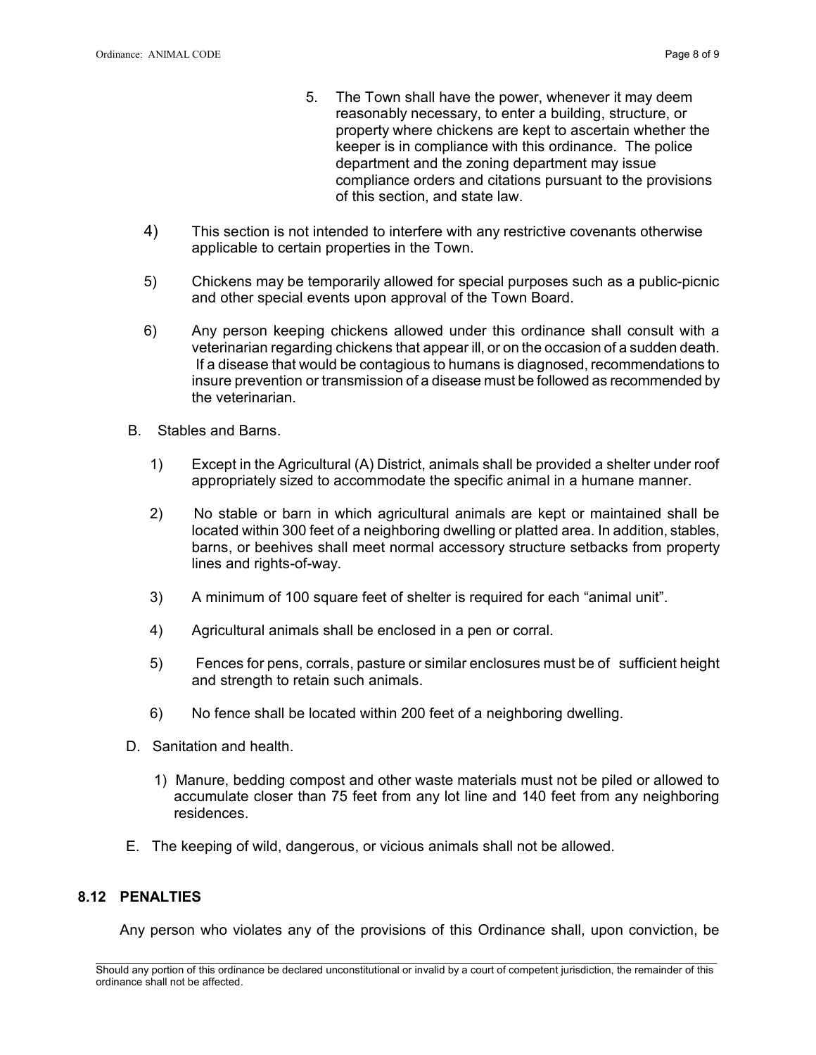5. The Town shall have the power, whenever it may deem reasonably necessary, to enter a building, structure, or property where chickens are kept to ascertain whether the keeper is in compliance with this ordinance. The police department and the zoning department may issue compliance orders and citations pursuant to the provisions of this section, and state law.

4) This section is not intended to interfere with any restrictive covenants otherwise applicable to certain properties in the Town.

5) Chickens may be temporarily allowed for special purposes such as a public-picnic and other special events upon approval of the Town Board.

6) Any person keeping chickens allowed under this ordinance shall consult with a veterinarian regarding chickens that appear ill, or on the occasion of a sudden death. If a disease that would be contagious to humans is diagnosed, recommendations to insure prevention or transmission of a disease must be followed as recommended by the veterinarian.

B. Stables and Barns.

1) Except in the Agricultural (A) District, animals shall be provided a shelter under roof appropriately sized to accommodate the specific animal in a humane manner.

2) No stable or barn in which agricultural animals are kept or maintained shall be located within 300 feet of a neighboring dwelling or platted area. In addition, stables, barns, or beehives shall meet normal accessory structure setbacks from property lines and rights-of-way.

3) A minimum of 100 square feet of shelter is required for each "animal unit".

4) Agricultural animals shall be enclosed in a pen or corral.

5) Fences for pens, corrals, pasture or similar enclosures must be of sufficient height and strength to retain such animals.

6) No fence shall be located within 200 feet of a neighboring dwelling.

D. Sanitation and health.

1) Manure, bedding compost and other waste materials must not be piled or allowed to accumulate closer than 75 feet from any lot line and 140 feet from any neighboring residences.

E. The keeping of wild, dangerous, or vicious animals shall not be allowed.

## 8.12 PENALTIES

Any person who violates any of the provisions of this Ordinance shall, upon conviction, be

Should any portion of this ordinance be declared unconstitutional or invalid by a court of competent jurisdiction, the remainder of this ordinance shall not be affected.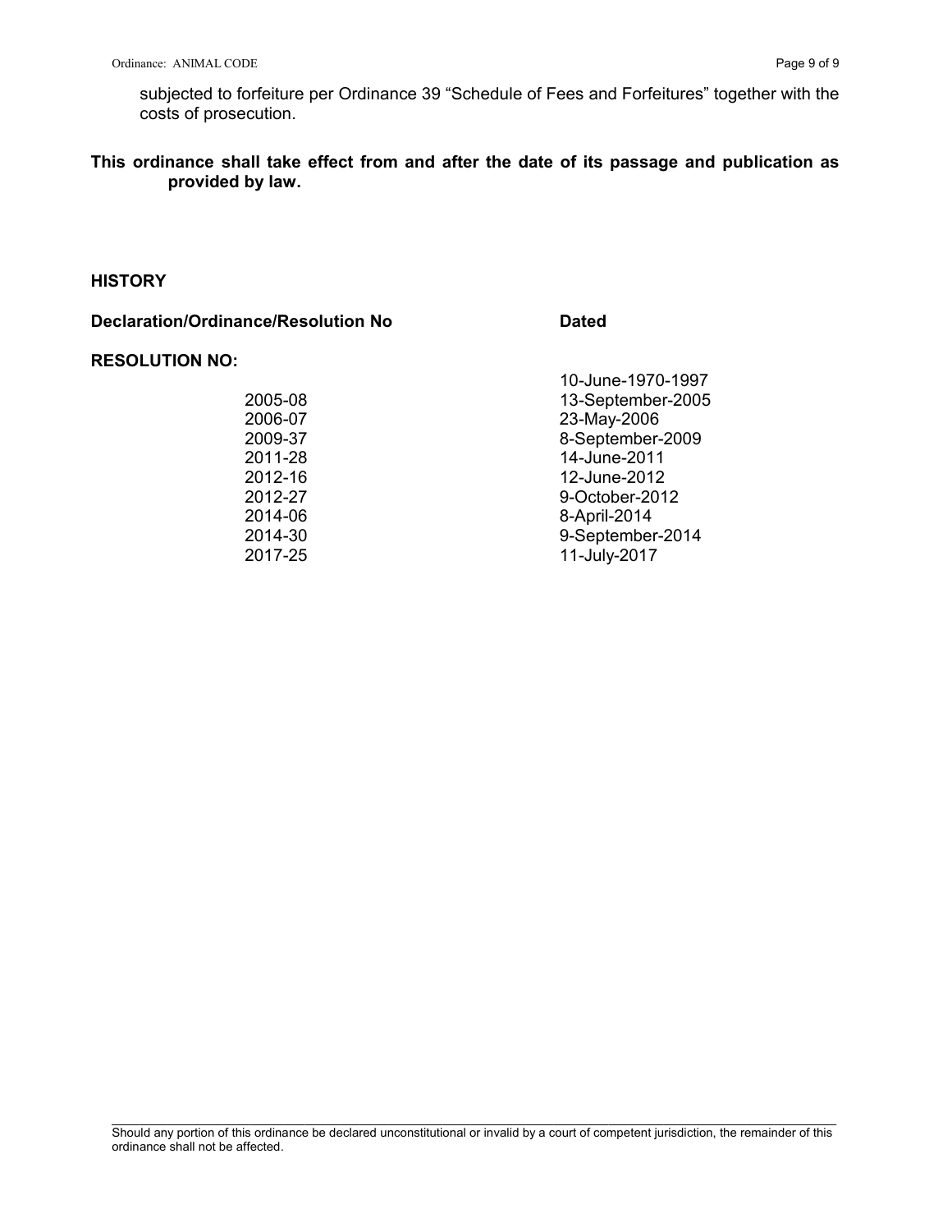subjected to forfeiture per Ordinance 39 “Schedule of Fees and Forfeitures” together with the costs of prosecution.

**This ordinance shall take effect from and after the date of its passage and publication as provided by law.**

**HISTORY**

| Declaration/Ordinance/Resolution No | Dated |
|---|---|
| **RESOLUTION NO:** | |
| | 10-June-1970-1997 |
| 2005-08 | 13-September-2005 |
| 2006-07 | 23-May-2006 |
| 2009-37 | 8-September-2009 |
| 2011-28 | 14-June-2011 |
| 2012-16 | 12-June-2012 |
| 2012-27 | 9-October-2012 |
| 2014-06 | 8-April-2014 |
| 2014-30 | 9-September-2014 |
| 2017-25 | 11-July-2017 |

Should any portion of this ordinance be declared unconstitutional or invalid by a court of competent jurisdiction, the remainder of this ordinance shall not be affected.